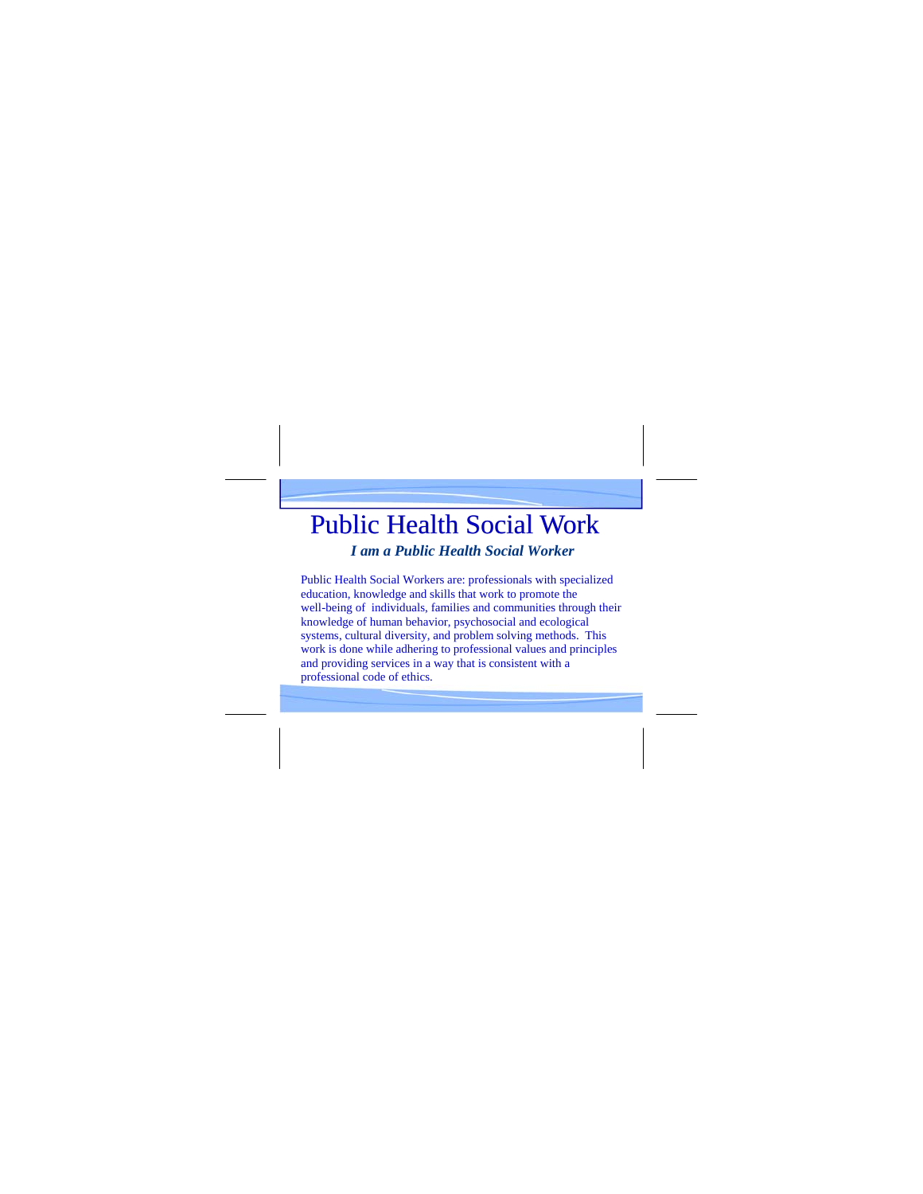# Public Health Social Work

***I am a Public Health Social Worker***

Public Health Social Workers are: professionals with specialized education, knowledge and skills that work to promote the well-being of individuals, families and communities through their knowledge of human behavior, psychosocial and ecological systems, cultural diversity, and problem solving methods. This work is done while adhering to professional values and principles and providing services in a way that is consistent with a professional code of ethics.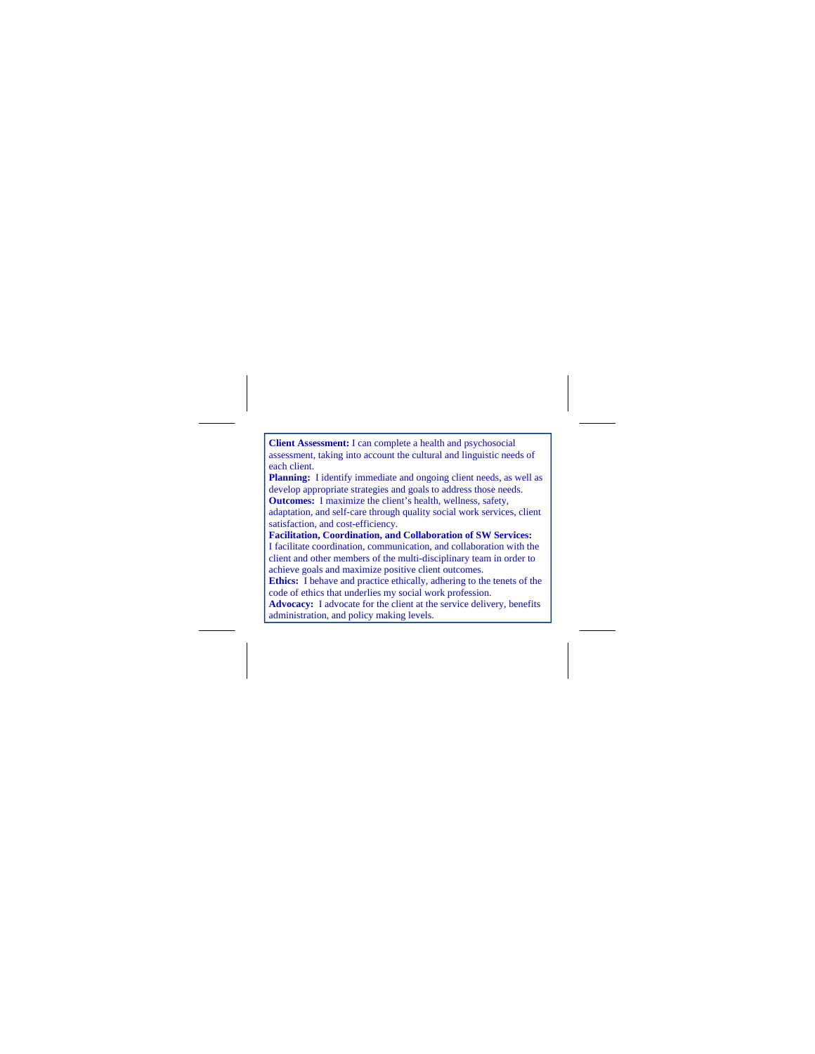**Client Assessment:** I can complete a health and psychosocial assessment, taking into account the cultural and linguistic needs of each client.

**Planning:** I identify immediate and ongoing client needs, as well as develop appropriate strategies and goals to address those needs.

**Outcomes:** I maximize the client's health, wellness, safety, adaptation, and self-care through quality social work services, client satisfaction, and cost-efficiency.

**Facilitation, Coordination, and Collaboration of SW Services:** I facilitate coordination, communication, and collaboration with the client and other members of the multi-disciplinary team in order to achieve goals and maximize positive client outcomes.

**Ethics:** I behave and practice ethically, adhering to the tenets of the code of ethics that underlies my social work profession.

**Advocacy:** I advocate for the client at the service delivery, benefits administration, and policy making levels.